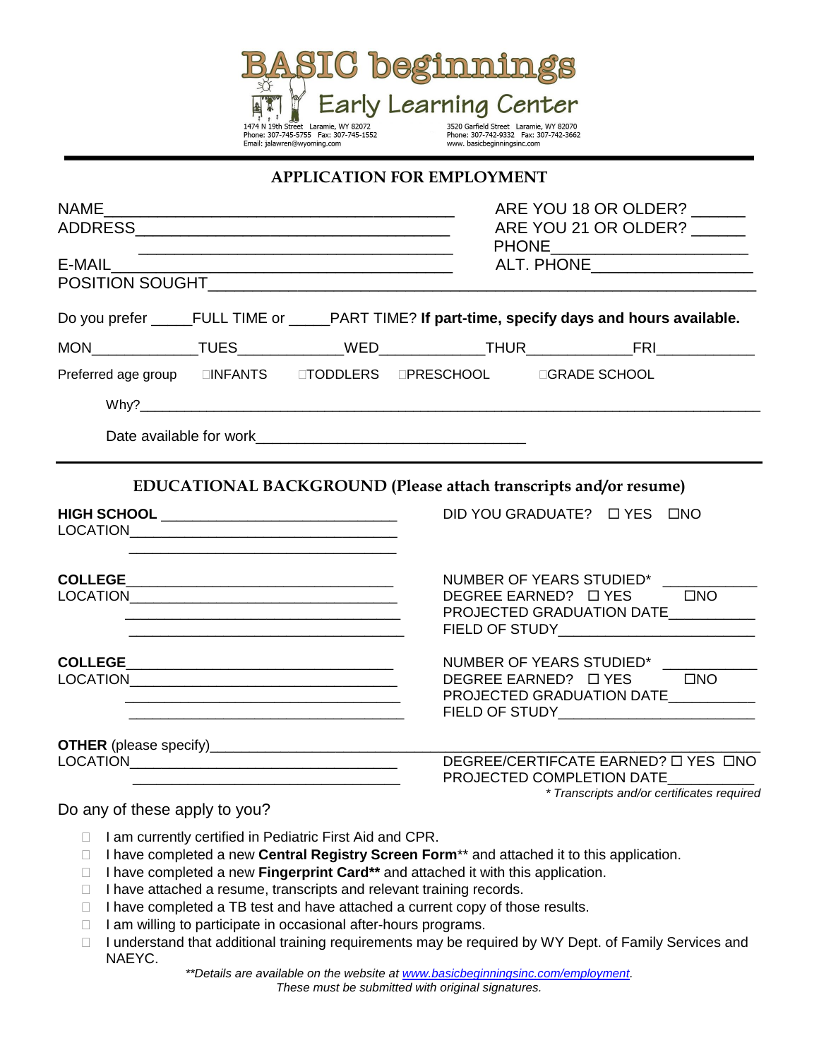# BASIC beginnings
## Early Learning Center

1474 N 19th Street Laramie, WY 82072
Phone: 307-745-5755 Fax: 307-745-1552
Email: jalawren@wyoming.com

3520 Garfield Street Laramie, WY 82070
Phone: 307-742-9332 Fax: 307-742-3662
www. basicbeginningsinc.com

## APPLICATION FOR EMPLOYMENT

NAME________________________________________ ARE YOU 18 OR OLDER? ______
ADDRESS_____________________________________ ARE YOU 21 OR OLDER? ______
_____________________________________ PHONE______________________
E-MAIL_______________________________________ ALT. PHONE__________________
POSITION SOUGHT_____________________________________________________________

Do you prefer _____FULL TIME or _____PART TIME? **If part-time, specify days and hours available.**

MON_____________TUES____________WED____________THUR____________FRI___________

Preferred age group ☐INFANTS ☐TODDLERS ☐PRESCHOOL ☐GRADE SCHOOL

Why?___________________________________________________________________________

Date available for work________________________________

## EDUCATIONAL BACKGROUND (Please attach transcripts and/or resume)

**HIGH SCHOOL** ______________________________ DID YOU GRADUATE? ☐ YES ☐NO
LOCATION__________________________________
__________________________________

**COLLEGE**_________________________________ NUMBER OF YEARS STUDIED* ___________
LOCATION__________________________________ DEGREE EARNED? ☐ YES ☐NO
__________________________________ PROJECTED GRADUATION DATE__________
__________________________________ FIELD OF STUDY________________________

**COLLEGE**_________________________________ NUMBER OF YEARS STUDIED* ___________
LOCATION__________________________________ DEGREE EARNED? ☐ YES ☐NO
__________________________________ PROJECTED GRADUATION DATE__________
__________________________________ FIELD OF STUDY________________________

**OTHER** (please specify)_________________________________________________________
LOCATION__________________________________ DEGREE/CERTIFCATE EARNED? ☐ YES ☐NO
__________________________________ PROJECTED COMPLETION DATE__________

*\* Transcripts and/or certificates required*

Do any of these apply to you?

- ☐ I am currently certified in Pediatric First Aid and CPR.
- ☐ I have completed a new **Central Registry Screen Form**** and attached it to this application.
- ☐ I have completed a new **Fingerprint Card**** and attached it with this application.
- ☐ I have attached a resume, transcripts and relevant training records.
- ☐ I have completed a TB test and have attached a current copy of those results.
- ☐ I am willing to participate in occasional after-hours programs.
- ☐ I understand that additional training requirements may be required by WY Dept. of Family Services and NAEYC.

*\*\*Details are available on the website at www.basicbeginningsinc.com/employment. These must be submitted with original signatures.*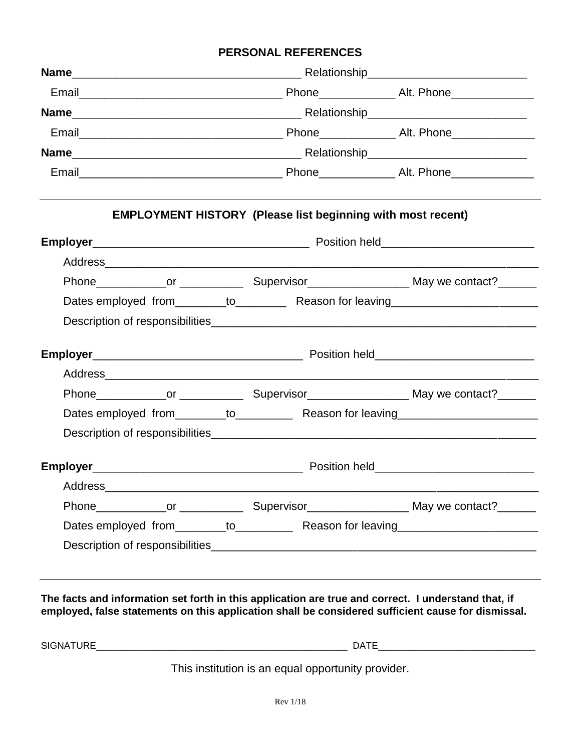## PERSONAL REFERENCES

**Name**_______________________________________ Relationship__________________________

Email_________________________________ Phone____________ Alt. Phone_____________

**Name**_______________________________________ Relationship__________________________

Email_________________________________ Phone____________ Alt. Phone_____________

**Name**_______________________________________ Relationship__________________________

Email_________________________________ Phone____________ Alt. Phone_____________

---

## EMPLOYMENT HISTORY (Please list beginning with most recent)

**Employer**___________________________________ Position held________________________

Address_______________________________________________________________________

Phone___________or __________ Supervisor________________ May we contact?______

Dates employed from________to________ Reason for leaving_______________________

Description of responsibilities___________________________________________________

**Employer**___________________________________ Position held________________________

Address_______________________________________________________________________

Phone___________or __________ Supervisor________________ May we contact?______

Dates employed from________to_________ Reason for leaving______________________

Description of responsibilities___________________________________________________

**Employer**___________________________________ Position held________________________

Address_______________________________________________________________________

Phone___________or __________ Supervisor________________ May we contact?______

Dates employed from________to_________ Reason for leaving______________________

Description of responsibilities___________________________________________________

---

**The facts and information set forth in this application are true and correct. I understand that, if employed, false statements on this application shall be considered sufficient cause for dismissal.**

SIGNATURE_______________________________________________ DATE____________________________

This institution is an equal opportunity provider.

Rev 1/18